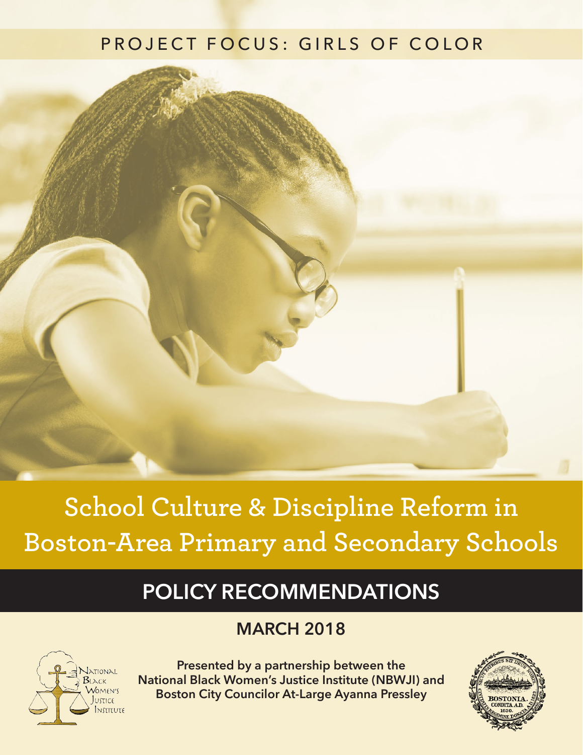PROJECT FOCUS: GIRLS OF COLOR

# School Culture & Discipline Reform in Boston-Area Primary and Secondary Schools

## POLICY RECOMMENDATIONS

### MARCH 2018

**Presented by a partnership between the National Black Women's Justice Institute (NBWJI) and Boston City Councilor At-Large Ayanna Pressley**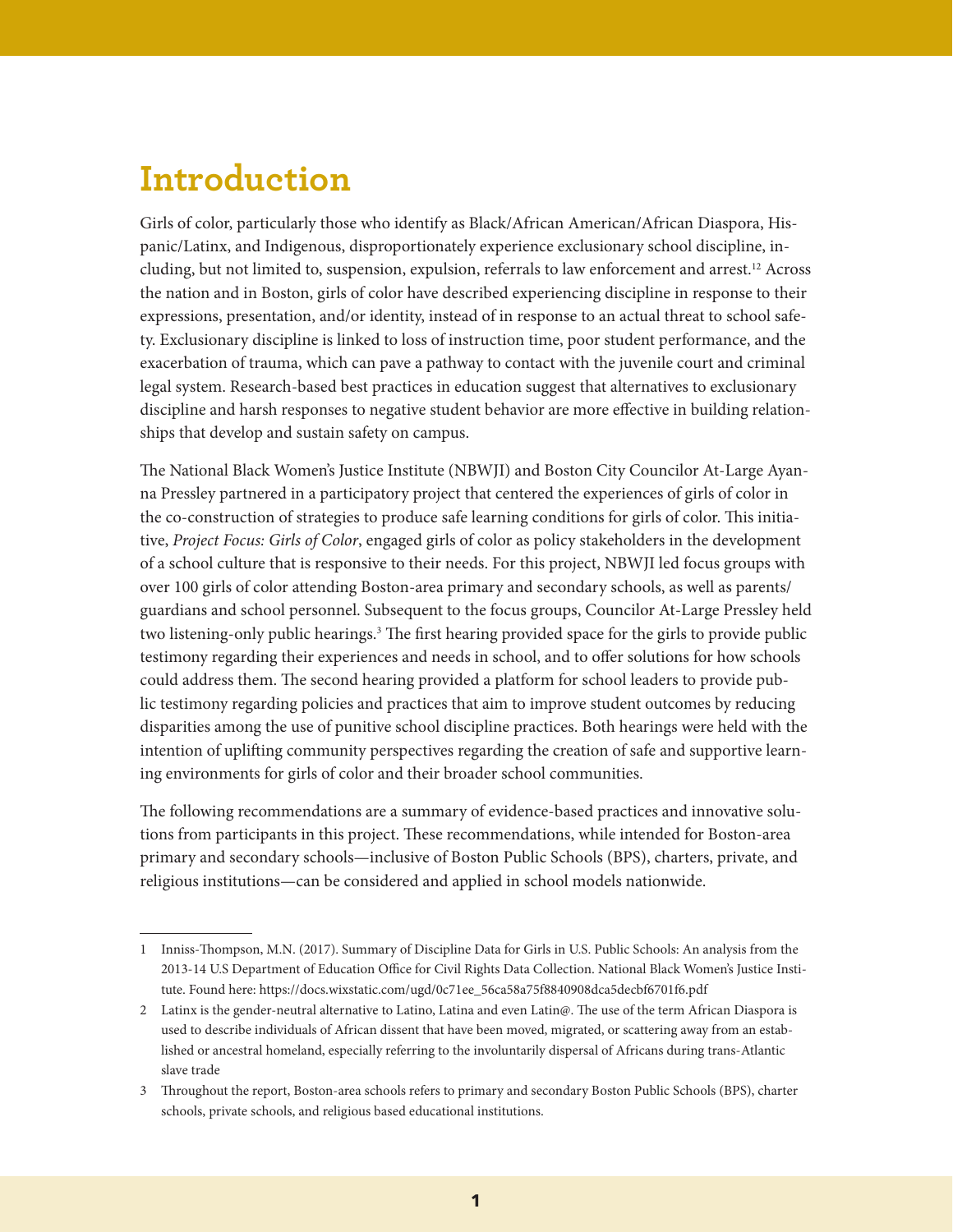# Introduction

Girls of color, particularly those who identify as Black/African American/African Diaspora, Hispanic/Latinx, and Indigenous, disproportionately experience exclusionary school discipline, including, but not limited to, suspension, expulsion, referrals to law enforcement and arrest.[1,2] Across the nation and in Boston, girls of color have described experiencing discipline in response to their expressions, presentation, and/or identity, instead of in response to an actual threat to school safety. Exclusionary discipline is linked to loss of instruction time, poor student performance, and the exacerbation of trauma, which can pave a pathway to contact with the juvenile court and criminal legal system. Research-based best practices in education suggest that alternatives to exclusionary discipline and harsh responses to negative student behavior are more effective in building relationships that develop and sustain safety on campus.

The National Black Women's Justice Institute (NBWJI) and Boston City Councilor At-Large Ayanna Pressley partnered in a participatory project that centered the experiences of girls of color in the co-construction of strategies to produce safe learning conditions for girls of color. This initiative, *Project Focus: Girls of Color*, engaged girls of color as policy stakeholders in the development of a school culture that is responsive to their needs. For this project, NBWJI led focus groups with over 100 girls of color attending Boston-area primary and secondary schools, as well as parents/guardians and school personnel. Subsequent to the focus groups, Councilor At-Large Pressley held two listening-only public hearings.[3] The first hearing provided space for the girls to provide public testimony regarding their experiences and needs in school, and to offer solutions for how schools could address them. The second hearing provided a platform for school leaders to provide public testimony regarding policies and practices that aim to improve student outcomes by reducing disparities among the use of punitive school discipline practices. Both hearings were held with the intention of uplifting community perspectives regarding the creation of safe and supportive learning environments for girls of color and their broader school communities.

The following recommendations are a summary of evidence-based practices and innovative solutions from participants in this project. These recommendations, while intended for Boston-area primary and secondary schools—inclusive of Boston Public Schools (BPS), charters, private, and religious institutions—can be considered and applied in school models nationwide.

---

1 Inniss-Thompson, M.N. (2017). Summary of Discipline Data for Girls in U.S. Public Schools: An analysis from the 2013-14 U.S Department of Education Office for Civil Rights Data Collection. National Black Women's Justice Institute. Found here: https://docs.wixstatic.com/ugd/0c71ee_56ca58a75f8840908dca5decbf6701f6.pdf

2 Latinx is the gender-neutral alternative to Latino, Latina and even Latin@. The use of the term African Diaspora is used to describe individuals of African dissent that have been moved, migrated, or scattering away from an established or ancestral homeland, especially referring to the involuntarily dispersal of Africans during trans-Atlantic slave trade

3 Throughout the report, Boston-area schools refers to primary and secondary Boston Public Schools (BPS), charter schools, private schools, and religious based educational institutions.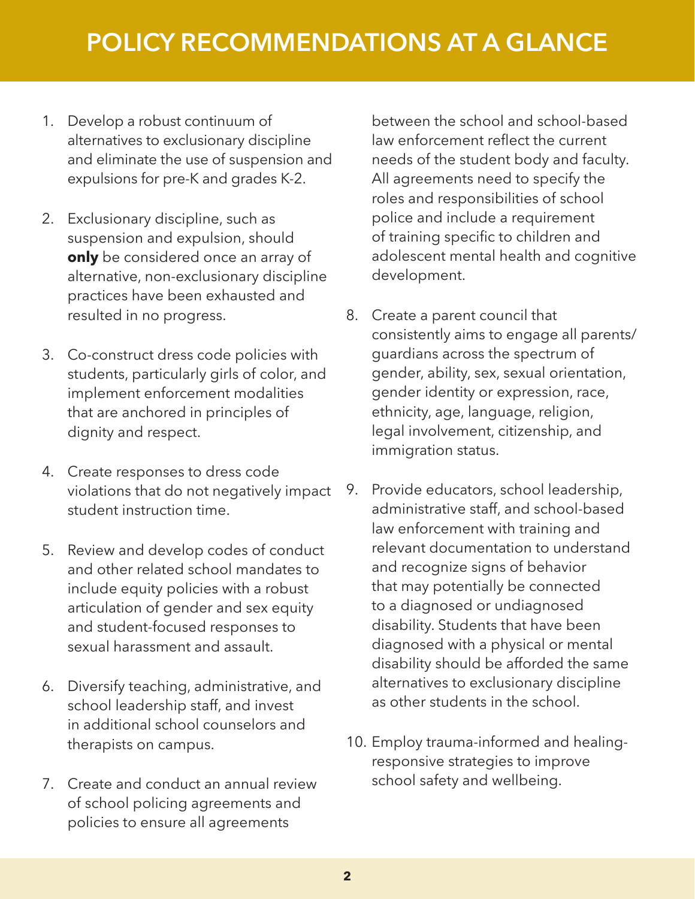# POLICY RECOMMENDATIONS AT A GLANCE

1. Develop a robust continuum of alternatives to exclusionary discipline and eliminate the use of suspension and expulsions for pre-K and grades K-2.

2. Exclusionary discipline, such as suspension and expulsion, should **only** be considered once an array of alternative, non-exclusionary discipline practices have been exhausted and resulted in no progress.

3. Co-construct dress code policies with students, particularly girls of color, and implement enforcement modalities that are anchored in principles of dignity and respect.

4. Create responses to dress code violations that do not negatively impact student instruction time.

5. Review and develop codes of conduct and other related school mandates to include equity policies with a robust articulation of gender and sex equity and student-focused responses to sexual harassment and assault.

6. Diversify teaching, administrative, and school leadership staff, and invest in additional school counselors and therapists on campus.

7. Create and conduct an annual review of school policing agreements and policies to ensure all agreements between the school and school-based law enforcement reflect the current needs of the student body and faculty. All agreements need to specify the roles and responsibilities of school police and include a requirement of training specific to children and adolescent mental health and cognitive development.

8. Create a parent council that consistently aims to engage all parents/guardians across the spectrum of gender, ability, sex, sexual orientation, gender identity or expression, race, ethnicity, age, language, religion, legal involvement, citizenship, and immigration status.

9. Provide educators, school leadership, administrative staff, and school-based law enforcement with training and relevant documentation to understand and recognize signs of behavior that may potentially be connected to a diagnosed or undiagnosed disability. Students that have been diagnosed with a physical or mental disability should be afforded the same alternatives to exclusionary discipline as other students in the school.

10. Employ trauma-informed and healing-responsive strategies to improve school safety and wellbeing.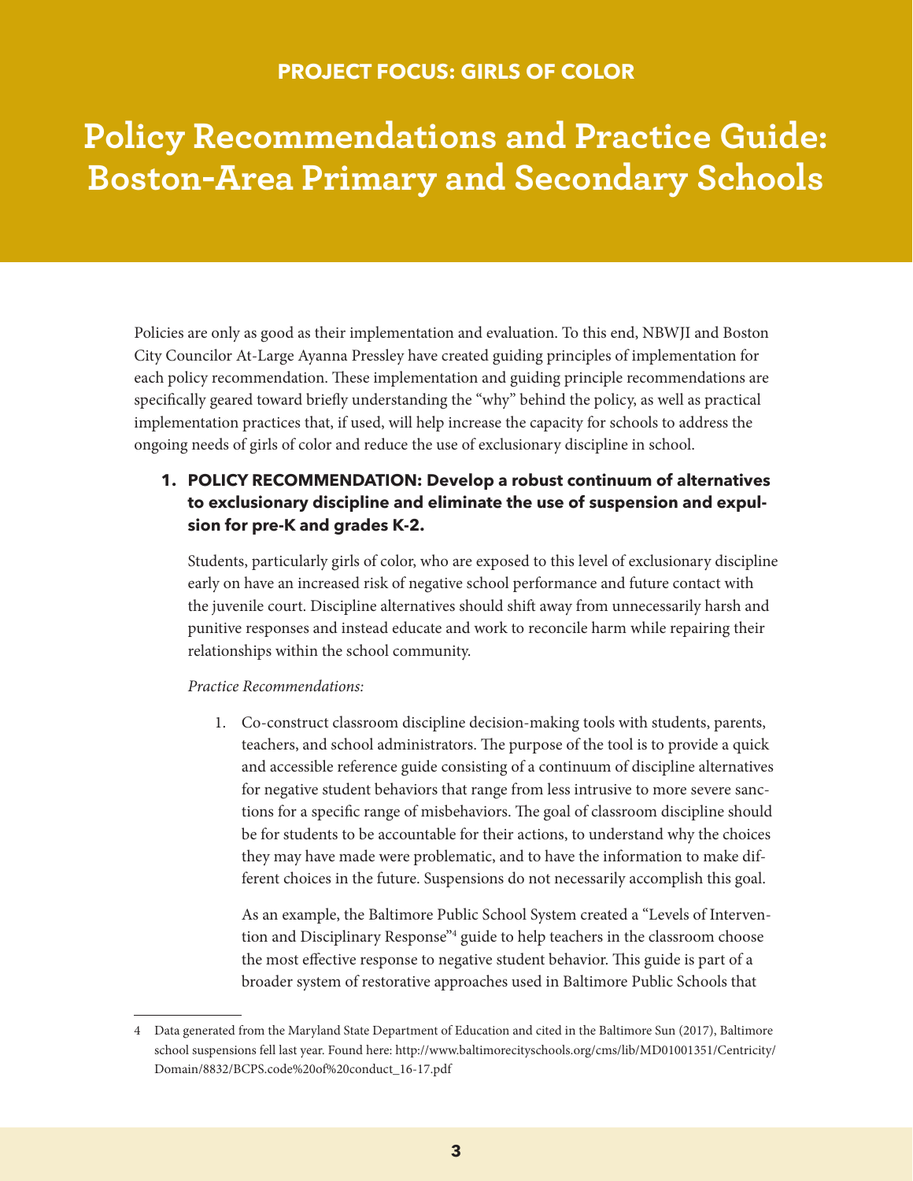**PROJECT FOCUS: GIRLS OF COLOR**

# Policy Recommendations and Practice Guide: Boston-Area Primary and Secondary Schools

Policies are only as good as their implementation and evaluation. To this end, NBWJI and Boston City Councilor At-Large Ayanna Pressley have created guiding principles of implementation for each policy recommendation. These implementation and guiding principle recommendations are specifically geared toward briefly understanding the "why" behind the policy, as well as practical implementation practices that, if used, will help increase the capacity for schools to address the ongoing needs of girls of color and reduce the use of exclusionary discipline in school.

1. **POLICY RECOMMENDATION: Develop a robust continuum of alternatives to exclusionary discipline and eliminate the use of suspension and expulsion for pre-K and grades K-2.**

   Students, particularly girls of color, who are exposed to this level of exclusionary discipline early on have an increased risk of negative school performance and future contact with the juvenile court. Discipline alternatives should shift away from unnecessarily harsh and punitive responses and instead educate and work to reconcile harm while repairing their relationships within the school community.

   *Practice Recommendations:*

   1. Co-construct classroom discipline decision-making tools with students, parents, teachers, and school administrators. The purpose of the tool is to provide a quick and accessible reference guide consisting of a continuum of discipline alternatives for negative student behaviors that range from less intrusive to more severe sanctions for a specific range of misbehaviors. The goal of classroom discipline should be for students to be accountable for their actions, to understand why the choices they may have made were problematic, and to have the information to make different choices in the future. Suspensions do not necessarily accomplish this goal.

      As an example, the Baltimore Public School System created a "Levels of Intervention and Disciplinary Response"[4] guide to help teachers in the classroom choose the most effective response to negative student behavior. This guide is part of a broader system of restorative approaches used in Baltimore Public Schools that

4 Data generated from the Maryland State Department of Education and cited in the Baltimore Sun (2017), Baltimore school suspensions fell last year. Found here: http://www.baltimorecityschools.org/cms/lib/MD01001351/Centricity/Domain/8832/BCPS.code%20of%20conduct_16-17.pdf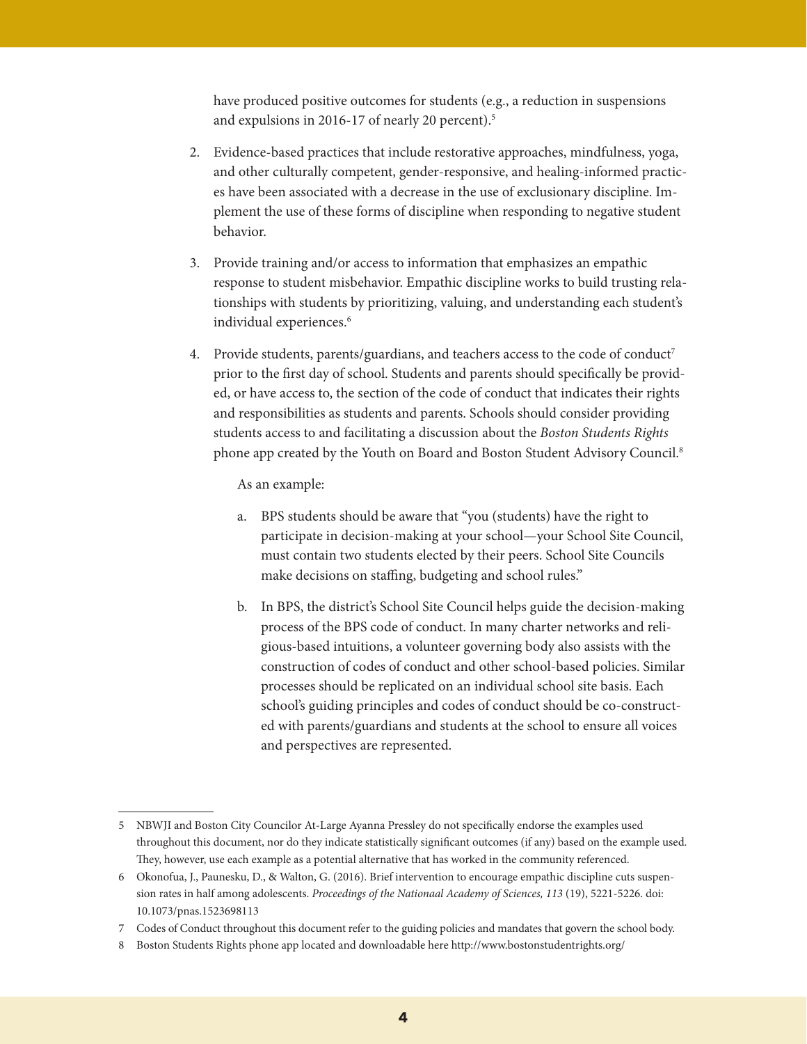have produced positive outcomes for students (e.g., a reduction in suspensions and expulsions in 2016-17 of nearly 20 percent).[5]

2. Evidence-based practices that include restorative approaches, mindfulness, yoga, and other culturally competent, gender-responsive, and healing-informed practices have been associated with a decrease in the use of exclusionary discipline. Implement the use of these forms of discipline when responding to negative student behavior.

3. Provide training and/or access to information that emphasizes an empathic response to student misbehavior. Empathic discipline works to build trusting relationships with students by prioritizing, valuing, and understanding each student's individual experiences.[6]

4. Provide students, parents/guardians, and teachers access to the code of conduct[7] prior to the first day of school. Students and parents should specifically be provided, or have access to, the section of the code of conduct that indicates their rights and responsibilities as students and parents. Schools should consider providing students access to and facilitating a discussion about the *Boston Students Rights* phone app created by the Youth on Board and Boston Student Advisory Council.[8]

   As an example:

   a. BPS students should be aware that "you (students) have the right to participate in decision-making at your school—your School Site Council, must contain two students elected by their peers. School Site Councils make decisions on staffing, budgeting and school rules."

   b. In BPS, the district's School Site Council helps guide the decision-making process of the BPS code of conduct. In many charter networks and religious-based intuitions, a volunteer governing body also assists with the construction of codes of conduct and other school-based policies. Similar processes should be replicated on an individual school site basis. Each school's guiding principles and codes of conduct should be co-constructed with parents/guardians and students at the school to ensure all voices and perspectives are represented.

---

5 NBWJI and Boston City Councilor At-Large Ayanna Pressley do not specifically endorse the examples used throughout this document, nor do they indicate statistically significant outcomes (if any) based on the example used. They, however, use each example as a potential alternative that has worked in the community referenced.

6 Okonofua, J., Paunesku, D., & Walton, G. (2016). Brief intervention to encourage empathic discipline cuts suspension rates in half among adolescents. *Proceedings of the Nationaal Academy of Sciences, 113* (19), 5221-5226. doi: 10.1073/pnas.1523698113

7 Codes of Conduct throughout this document refer to the guiding policies and mandates that govern the school body.

8 Boston Students Rights phone app located and downloadable here http://www.bostonstudentrights.org/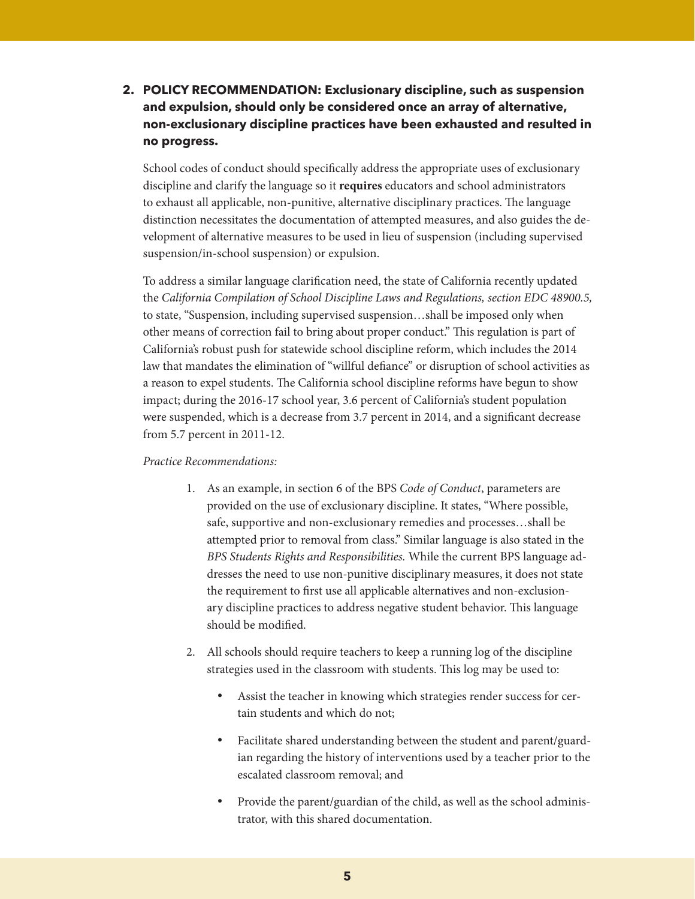**2. POLICY RECOMMENDATION: Exclusionary discipline, such as suspension and expulsion, should only be considered once an array of alternative, non-exclusionary discipline practices have been exhausted and resulted in no progress.**

School codes of conduct should specifically address the appropriate uses of exclusionary discipline and clarify the language so it **requires** educators and school administrators to exhaust all applicable, non-punitive, alternative disciplinary practices. The language distinction necessitates the documentation of attempted measures, and also guides the development of alternative measures to be used in lieu of suspension (including supervised suspension/in-school suspension) or expulsion.

To address a similar language clarification need, the state of California recently updated the *California Compilation of School Discipline Laws and Regulations, section EDC 48900.5,* to state, "Suspension, including supervised suspension…shall be imposed only when other means of correction fail to bring about proper conduct." This regulation is part of California's robust push for statewide school discipline reform, which includes the 2014 law that mandates the elimination of "willful defiance" or disruption of school activities as a reason to expel students. The California school discipline reforms have begun to show impact; during the 2016-17 school year, 3.6 percent of California's student population were suspended, which is a decrease from 3.7 percent in 2014, and a significant decrease from 5.7 percent in 2011-12.

*Practice Recommendations:*

1. As an example, in section 6 of the BPS *Code of Conduct*, parameters are provided on the use of exclusionary discipline. It states, "Where possible, safe, supportive and non-exclusionary remedies and processes…shall be attempted prior to removal from class." Similar language is also stated in the *BPS Students Rights and Responsibilities.* While the current BPS language addresses the need to use non-punitive disciplinary measures, it does not state the requirement to first use all applicable alternatives and non-exclusionary discipline practices to address negative student behavior. This language should be modified.

2. All schools should require teachers to keep a running log of the discipline strategies used in the classroom with students. This log may be used to:

   - Assist the teacher in knowing which strategies render success for certain students and which do not;
   - Facilitate shared understanding between the student and parent/guardian regarding the history of interventions used by a teacher prior to the escalated classroom removal; and
   - Provide the parent/guardian of the child, as well as the school administrator, with this shared documentation.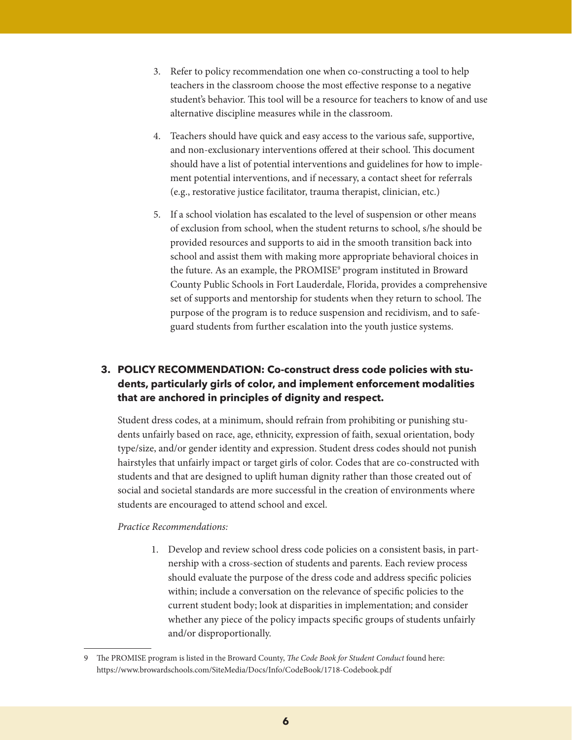3. Refer to policy recommendation one when co-constructing a tool to help teachers in the classroom choose the most effective response to a negative student's behavior. This tool will be a resource for teachers to know of and use alternative discipline measures while in the classroom.

4. Teachers should have quick and easy access to the various safe, supportive, and non-exclusionary interventions offered at their school. This document should have a list of potential interventions and guidelines for how to implement potential interventions, and if necessary, a contact sheet for referrals (e.g., restorative justice facilitator, trauma therapist, clinician, etc.)

5. If a school violation has escalated to the level of suspension or other means of exclusion from school, when the student returns to school, s/he should be provided resources and supports to aid in the smooth transition back into school and assist them with making more appropriate behavioral choices in the future. As an example, the PROMISE[9] program instituted in Broward County Public Schools in Fort Lauderdale, Florida, provides a comprehensive set of supports and mentorship for students when they return to school. The purpose of the program is to reduce suspension and recidivism, and to safeguard students from further escalation into the youth justice systems.

### 3. POLICY RECOMMENDATION: Co-construct dress code policies with students, particularly girls of color, and implement enforcement modalities that are anchored in principles of dignity and respect.

Student dress codes, at a minimum, should refrain from prohibiting or punishing students unfairly based on race, age, ethnicity, expression of faith, sexual orientation, body type/size, and/or gender identity and expression. Student dress codes should not punish hairstyles that unfairly impact or target girls of color. Codes that are co-constructed with students and that are designed to uplift human dignity rather than those created out of social and societal standards are more successful in the creation of environments where students are encouraged to attend school and excel.

*Practice Recommendations:*

1. Develop and review school dress code policies on a consistent basis, in partnership with a cross-section of students and parents. Each review process should evaluate the purpose of the dress code and address specific policies within; include a conversation on the relevance of specific policies to the current student body; look at disparities in implementation; and consider whether any piece of the policy impacts specific groups of students unfairly and/or disproportionally.

---

9 The PROMISE program is listed in the Broward County, *The Code Book for Student Conduct* found here: https://www.browardschools.com/SiteMedia/Docs/Info/CodeBook/1718-Codebook.pdf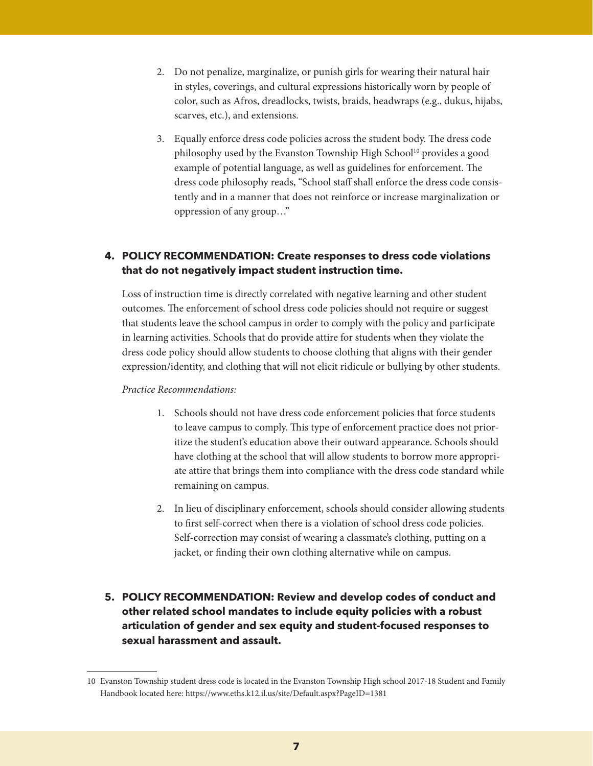2. Do not penalize, marginalize, or punish girls for wearing their natural hair in styles, coverings, and cultural expressions historically worn by people of color, such as Afros, dreadlocks, twists, braids, headwraps (e.g., dukus, hijabs, scarves, etc.), and extensions.

3. Equally enforce dress code policies across the student body. The dress code philosophy used by the Evanston Township High School[10] provides a good example of potential language, as well as guidelines for enforcement. The dress code philosophy reads, "School staff shall enforce the dress code consistently and in a manner that does not reinforce or increase marginalization or oppression of any group…"

### 4. POLICY RECOMMENDATION: Create responses to dress code violations that do not negatively impact student instruction time.

Loss of instruction time is directly correlated with negative learning and other student outcomes. The enforcement of school dress code policies should not require or suggest that students leave the school campus in order to comply with the policy and participate in learning activities. Schools that do provide attire for students when they violate the dress code policy should allow students to choose clothing that aligns with their gender expression/identity, and clothing that will not elicit ridicule or bullying by other students.

*Practice Recommendations:*

1. Schools should not have dress code enforcement policies that force students to leave campus to comply. This type of enforcement practice does not prioritize the student's education above their outward appearance. Schools should have clothing at the school that will allow students to borrow more appropriate attire that brings them into compliance with the dress code standard while remaining on campus.

2. In lieu of disciplinary enforcement, schools should consider allowing students to first self-correct when there is a violation of school dress code policies. Self-correction may consist of wearing a classmate's clothing, putting on a jacket, or finding their own clothing alternative while on campus.

### 5. POLICY RECOMMENDATION: Review and develop codes of conduct and other related school mandates to include equity policies with a robust articulation of gender and sex equity and student-focused responses to sexual harassment and assault.

---

10 Evanston Township student dress code is located in the Evanston Township High school 2017-18 Student and Family Handbook located here: https://www.eths.k12.il.us/site/Default.aspx?PageID=1381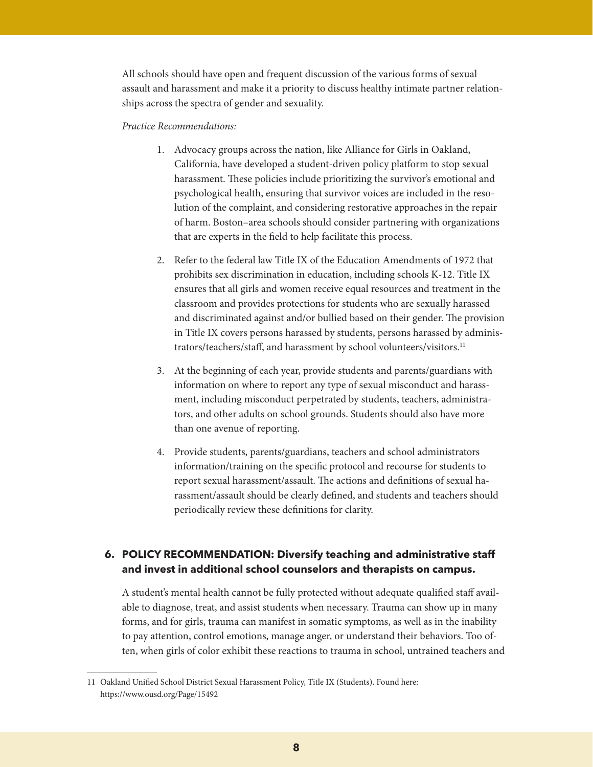All schools should have open and frequent discussion of the various forms of sexual assault and harassment and make it a priority to discuss healthy intimate partner relationships across the spectra of gender and sexuality.

*Practice Recommendations:*

1. Advocacy groups across the nation, like Alliance for Girls in Oakland, California, have developed a student-driven policy platform to stop sexual harassment. These policies include prioritizing the survivor's emotional and psychological health, ensuring that survivor voices are included in the resolution of the complaint, and considering restorative approaches in the repair of harm. Boston–area schools should consider partnering with organizations that are experts in the field to help facilitate this process.

2. Refer to the federal law Title IX of the Education Amendments of 1972 that prohibits sex discrimination in education, including schools K-12. Title IX ensures that all girls and women receive equal resources and treatment in the classroom and provides protections for students who are sexually harassed and discriminated against and/or bullied based on their gender. The provision in Title IX covers persons harassed by students, persons harassed by administrators/teachers/staff, and harassment by school volunteers/visitors.[11]

3. At the beginning of each year, provide students and parents/guardians with information on where to report any type of sexual misconduct and harassment, including misconduct perpetrated by students, teachers, administrators, and other adults on school grounds. Students should also have more than one avenue of reporting.

4. Provide students, parents/guardians, teachers and school administrators information/training on the specific protocol and recourse for students to report sexual harassment/assault. The actions and definitions of sexual harassment/assault should be clearly defined, and students and teachers should periodically review these definitions for clarity.

## 6. POLICY RECOMMENDATION: Diversify teaching and administrative staff and invest in additional school counselors and therapists on campus.

A student's mental health cannot be fully protected without adequate qualified staff available to diagnose, treat, and assist students when necessary. Trauma can show up in many forms, and for girls, trauma can manifest in somatic symptoms, as well as in the inability to pay attention, control emotions, manage anger, or understand their behaviors. Too often, when girls of color exhibit these reactions to trauma in school, untrained teachers and

---

11 Oakland Unified School District Sexual Harassment Policy, Title IX (Students). Found here: https://www.ousd.org/Page/15492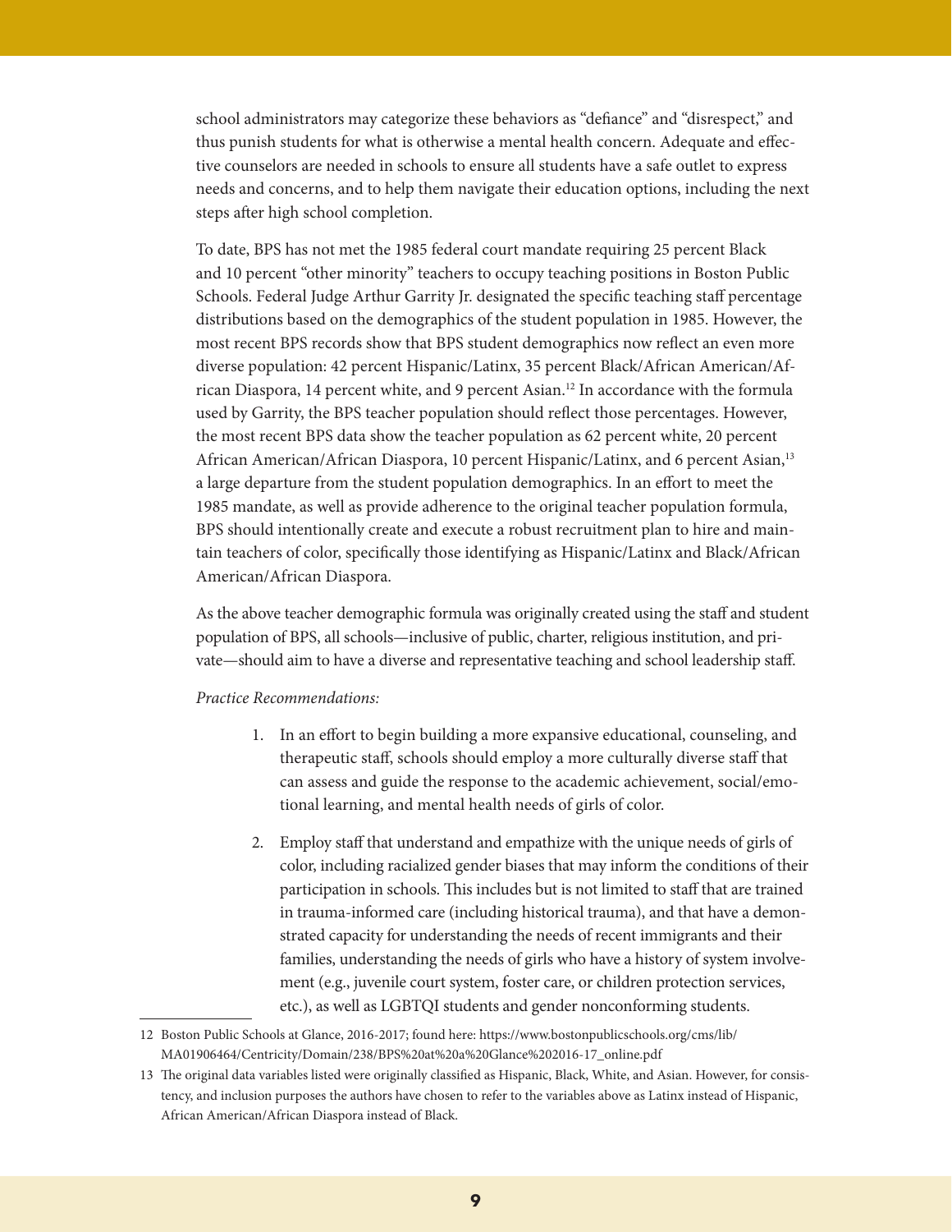school administrators may categorize these behaviors as "defiance" and "disrespect," and thus punish students for what is otherwise a mental health concern. Adequate and effective counselors are needed in schools to ensure all students have a safe outlet to express needs and concerns, and to help them navigate their education options, including the next steps after high school completion.

To date, BPS has not met the 1985 federal court mandate requiring 25 percent Black and 10 percent "other minority" teachers to occupy teaching positions in Boston Public Schools. Federal Judge Arthur Garrity Jr. designated the specific teaching staff percentage distributions based on the demographics of the student population in 1985. However, the most recent BPS records show that BPS student demographics now reflect an even more diverse population: 42 percent Hispanic/Latinx, 35 percent Black/African American/African Diaspora, 14 percent white, and 9 percent Asian.[12] In accordance with the formula used by Garrity, the BPS teacher population should reflect those percentages. However, the most recent BPS data show the teacher population as 62 percent white, 20 percent African American/African Diaspora, 10 percent Hispanic/Latinx, and 6 percent Asian,[13] a large departure from the student population demographics. In an effort to meet the 1985 mandate, as well as provide adherence to the original teacher population formula, BPS should intentionally create and execute a robust recruitment plan to hire and maintain teachers of color, specifically those identifying as Hispanic/Latinx and Black/African American/African Diaspora.

As the above teacher demographic formula was originally created using the staff and student population of BPS, all schools—inclusive of public, charter, religious institution, and private—should aim to have a diverse and representative teaching and school leadership staff.

*Practice Recommendations:*

1. In an effort to begin building a more expansive educational, counseling, and therapeutic staff, schools should employ a more culturally diverse staff that can assess and guide the response to the academic achievement, social/emotional learning, and mental health needs of girls of color.
2. Employ staff that understand and empathize with the unique needs of girls of color, including racialized gender biases that may inform the conditions of their participation in schools. This includes but is not limited to staff that are trained in trauma-informed care (including historical trauma), and that have a demonstrated capacity for understanding the needs of recent immigrants and their families, understanding the needs of girls who have a history of system involvement (e.g., juvenile court system, foster care, or children protection services, etc.), as well as LGBTQI students and gender nonconforming students.

---

12 Boston Public Schools at Glance, 2016-2017; found here: https://www.bostonpublicschools.org/cms/lib/MA01906464/Centricity/Domain/238/BPS%20at%20a%20Glance%202016-17_online.pdf

13 The original data variables listed were originally classified as Hispanic, Black, White, and Asian. However, for consistency, and inclusion purposes the authors have chosen to refer to the variables above as Latinx instead of Hispanic, African American/African Diaspora instead of Black.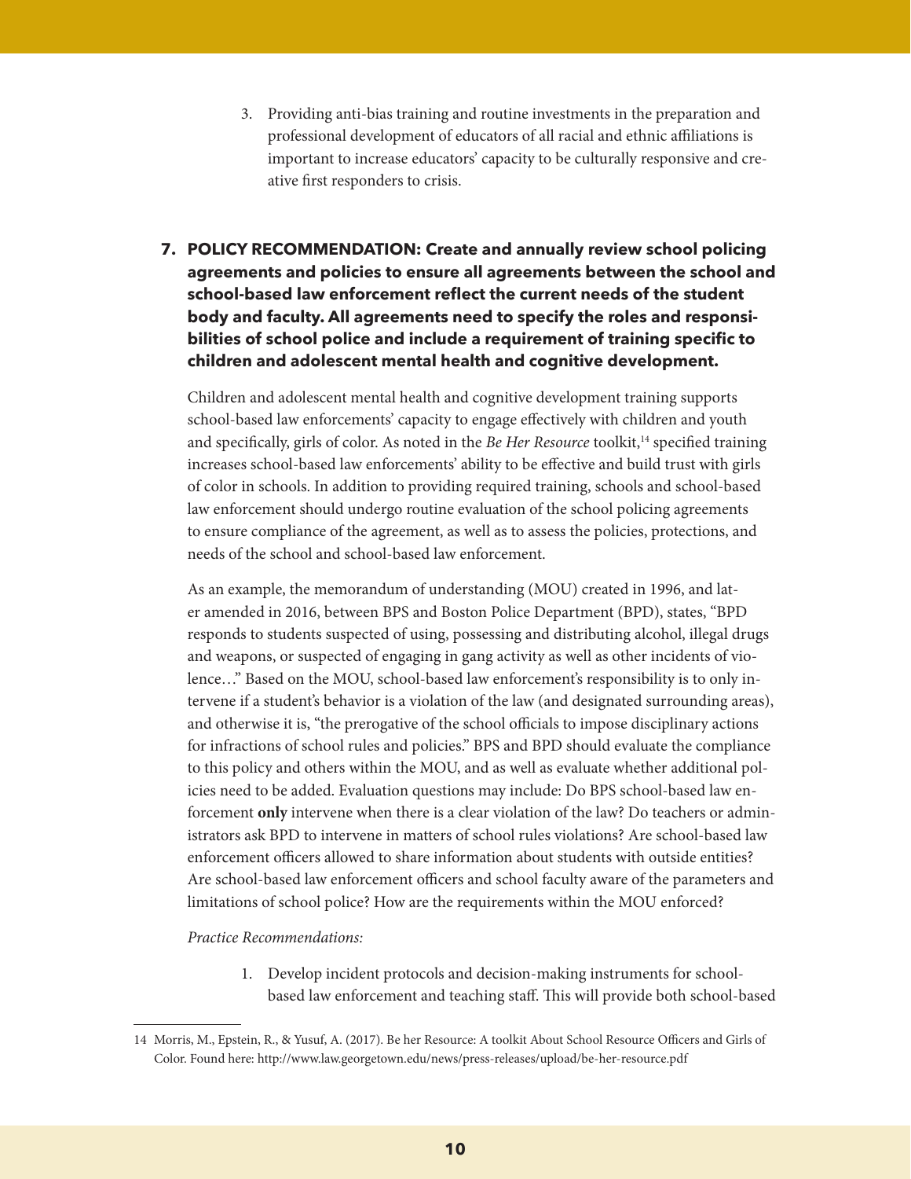3. Providing anti-bias training and routine investments in the preparation and professional development of educators of all racial and ethnic affiliations is important to increase educators' capacity to be culturally responsive and creative first responders to crisis.

## 7. POLICY RECOMMENDATION: Create and annually review school policing agreements and policies to ensure all agreements between the school and school-based law enforcement reflect the current needs of the student body and faculty. All agreements need to specify the roles and responsibilities of school police and include a requirement of training specific to children and adolescent mental health and cognitive development.

Children and adolescent mental health and cognitive development training supports school-based law enforcements' capacity to engage effectively with children and youth and specifically, girls of color. As noted in the *Be Her Resource* toolkit,[14] specified training increases school-based law enforcements' ability to be effective and build trust with girls of color in schools. In addition to providing required training, schools and school-based law enforcement should undergo routine evaluation of the school policing agreements to ensure compliance of the agreement, as well as to assess the policies, protections, and needs of the school and school-based law enforcement.

As an example, the memorandum of understanding (MOU) created in 1996, and later amended in 2016, between BPS and Boston Police Department (BPD), states, "BPD responds to students suspected of using, possessing and distributing alcohol, illegal drugs and weapons, or suspected of engaging in gang activity as well as other incidents of violence…" Based on the MOU, school-based law enforcement's responsibility is to only intervene if a student's behavior is a violation of the law (and designated surrounding areas), and otherwise it is, "the prerogative of the school officials to impose disciplinary actions for infractions of school rules and policies." BPS and BPD should evaluate the compliance to this policy and others within the MOU, and as well as evaluate whether additional policies need to be added. Evaluation questions may include: Do BPS school-based law enforcement **only** intervene when there is a clear violation of the law? Do teachers or administrators ask BPD to intervene in matters of school rules violations? Are school-based law enforcement officers allowed to share information about students with outside entities? Are school-based law enforcement officers and school faculty aware of the parameters and limitations of school police? How are the requirements within the MOU enforced?

*Practice Recommendations:*

1. Develop incident protocols and decision-making instruments for school-based law enforcement and teaching staff. This will provide both school-based

---

14 Morris, M., Epstein, R., & Yusuf, A. (2017). Be her Resource: A toolkit About School Resource Officers and Girls of Color. Found here: http://www.law.georgetown.edu/news/press-releases/upload/be-her-resource.pdf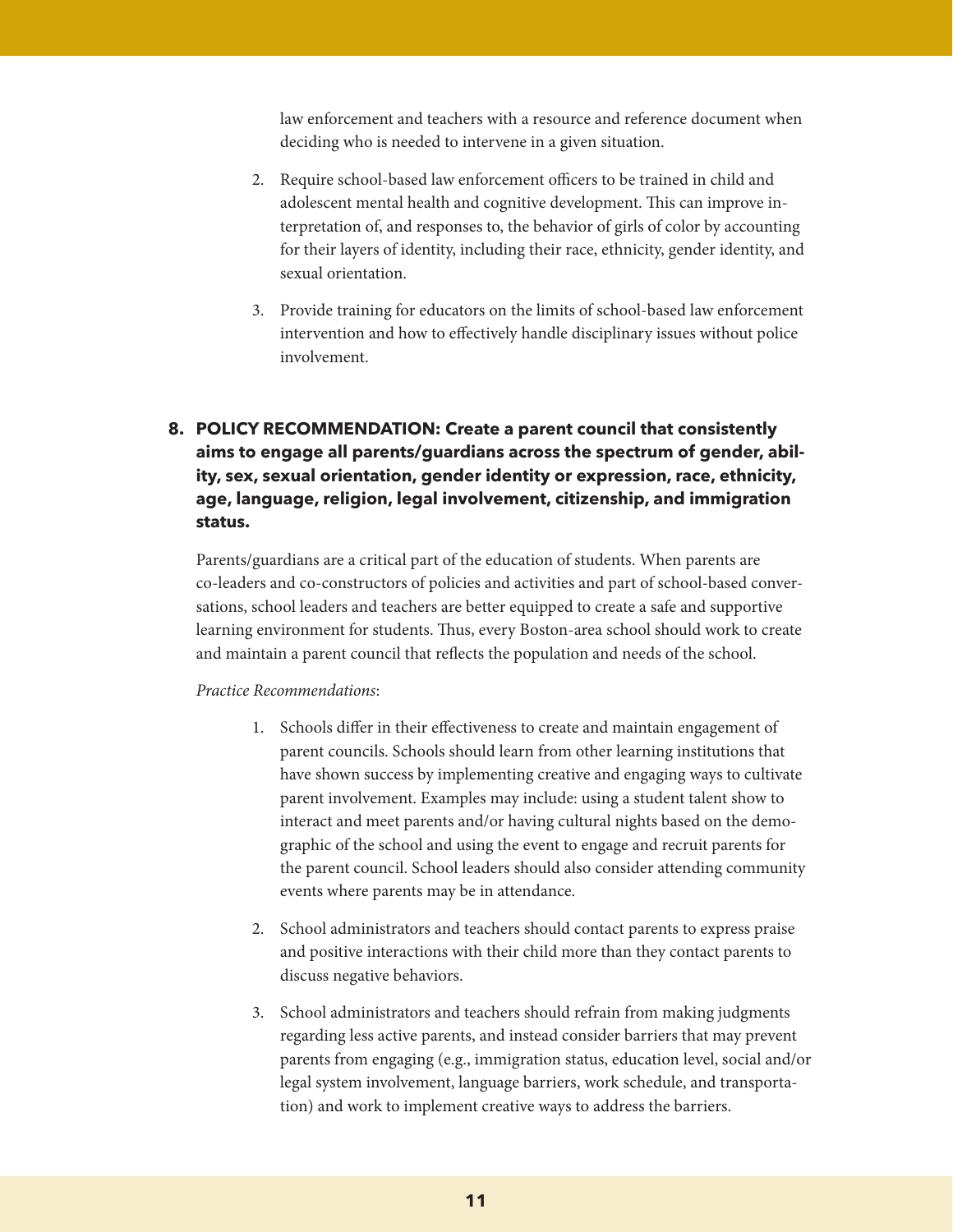law enforcement and teachers with a resource and reference document when deciding who is needed to intervene in a given situation.

2. Require school-based law enforcement officers to be trained in child and adolescent mental health and cognitive development. This can improve interpretation of, and responses to, the behavior of girls of color by accounting for their layers of identity, including their race, ethnicity, gender identity, and sexual orientation.

3. Provide training for educators on the limits of school-based law enforcement intervention and how to effectively handle disciplinary issues without police involvement.

**8. POLICY RECOMMENDATION: Create a parent council that consistently aims to engage all parents/guardians across the spectrum of gender, ability, sex, sexual orientation, gender identity or expression, race, ethnicity, age, language, religion, legal involvement, citizenship, and immigration status.**

Parents/guardians are a critical part of the education of students. When parents are co-leaders and co-constructors of policies and activities and part of school-based conversations, school leaders and teachers are better equipped to create a safe and supportive learning environment for students. Thus, every Boston-area school should work to create and maintain a parent council that reflects the population and needs of the school.

*Practice Recommendations*:

1. Schools differ in their effectiveness to create and maintain engagement of parent councils. Schools should learn from other learning institutions that have shown success by implementing creative and engaging ways to cultivate parent involvement. Examples may include: using a student talent show to interact and meet parents and/or having cultural nights based on the demographic of the school and using the event to engage and recruit parents for the parent council. School leaders should also consider attending community events where parents may be in attendance.

2. School administrators and teachers should contact parents to express praise and positive interactions with their child more than they contact parents to discuss negative behaviors.

3. School administrators and teachers should refrain from making judgments regarding less active parents, and instead consider barriers that may prevent parents from engaging (e.g., immigration status, education level, social and/or legal system involvement, language barriers, work schedule, and transportation) and work to implement creative ways to address the barriers.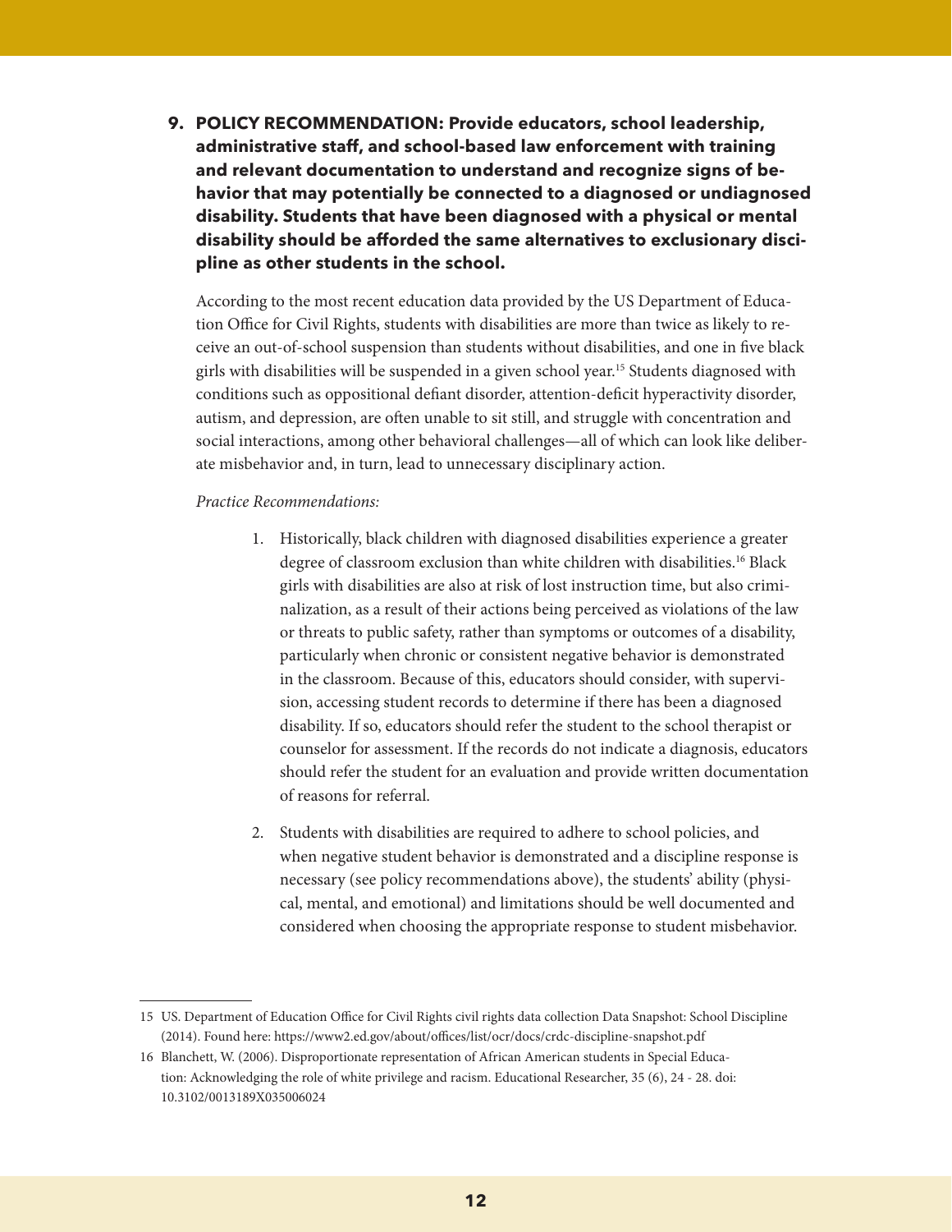**9. POLICY RECOMMENDATION: Provide educators, school leadership, administrative staff, and school-based law enforcement with training and relevant documentation to understand and recognize signs of behavior that may potentially be connected to a diagnosed or undiagnosed disability. Students that have been diagnosed with a physical or mental disability should be afforded the same alternatives to exclusionary discipline as other students in the school.**

According to the most recent education data provided by the US Department of Education Office for Civil Rights, students with disabilities are more than twice as likely to receive an out-of-school suspension than students without disabilities, and one in five black girls with disabilities will be suspended in a given school year.[15] Students diagnosed with conditions such as oppositional defiant disorder, attention-deficit hyperactivity disorder, autism, and depression, are often unable to sit still, and struggle with concentration and social interactions, among other behavioral challenges—all of which can look like deliberate misbehavior and, in turn, lead to unnecessary disciplinary action.

*Practice Recommendations:*

1. Historically, black children with diagnosed disabilities experience a greater degree of classroom exclusion than white children with disabilities.[16] Black girls with disabilities are also at risk of lost instruction time, but also criminalization, as a result of their actions being perceived as violations of the law or threats to public safety, rather than symptoms or outcomes of a disability, particularly when chronic or consistent negative behavior is demonstrated in the classroom. Because of this, educators should consider, with supervision, accessing student records to determine if there has been a diagnosed disability. If so, educators should refer the student to the school therapist or counselor for assessment. If the records do not indicate a diagnosis, educators should refer the student for an evaluation and provide written documentation of reasons for referral.

2. Students with disabilities are required to adhere to school policies, and when negative student behavior is demonstrated and a discipline response is necessary (see policy recommendations above), the students' ability (physical, mental, and emotional) and limitations should be well documented and considered when choosing the appropriate response to student misbehavior.

---

15 US. Department of Education Office for Civil Rights civil rights data collection Data Snapshot: School Discipline (2014). Found here: https://www2.ed.gov/about/offices/list/ocr/docs/crdc-discipline-snapshot.pdf

16 Blanchett, W. (2006). Disproportionate representation of African American students in Special Education: Acknowledging the role of white privilege and racism. Educational Researcher, 35 (6), 24 - 28. doi: 10.3102/0013189X035006024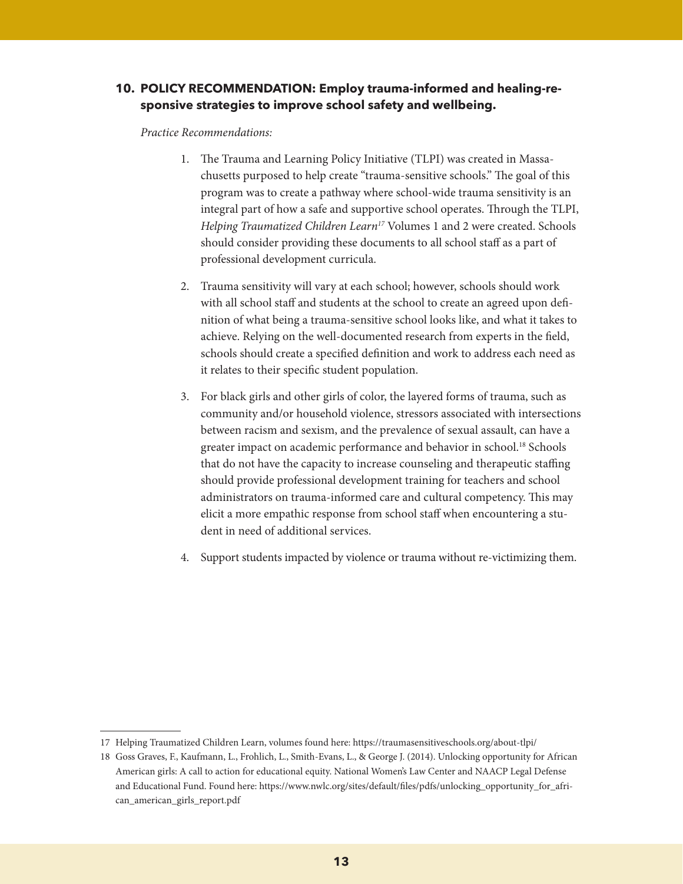**10. POLICY RECOMMENDATION: Employ trauma-informed and healing-responsive strategies to improve school safety and wellbeing.**

*Practice Recommendations:*

1. The Trauma and Learning Policy Initiative (TLPI) was created in Massachusetts purposed to help create "trauma-sensitive schools." The goal of this program was to create a pathway where school-wide trauma sensitivity is an integral part of how a safe and supportive school operates. Through the TLPI, *Helping Traumatized Children Learn*[17] Volumes 1 and 2 were created. Schools should consider providing these documents to all school staff as a part of professional development curricula.

2. Trauma sensitivity will vary at each school; however, schools should work with all school staff and students at the school to create an agreed upon definition of what being a trauma-sensitive school looks like, and what it takes to achieve. Relying on the well-documented research from experts in the field, schools should create a specified definition and work to address each need as it relates to their specific student population.

3. For black girls and other girls of color, the layered forms of trauma, such as community and/or household violence, stressors associated with intersections between racism and sexism, and the prevalence of sexual assault, can have a greater impact on academic performance and behavior in school.[18] Schools that do not have the capacity to increase counseling and therapeutic staffing should provide professional development training for teachers and school administrators on trauma-informed care and cultural competency. This may elicit a more empathic response from school staff when encountering a student in need of additional services.

4. Support students impacted by violence or trauma without re-victimizing them.

---

17 Helping Traumatized Children Learn, volumes found here: https://traumasensitiveschools.org/about-tlpi/

18 Goss Graves, F., Kaufmann, L., Frohlich, L., Smith-Evans, L., & George J. (2014). Unlocking opportunity for African American girls: A call to action for educational equity. National Women's Law Center and NAACP Legal Defense and Educational Fund. Found here: https://www.nwlc.org/sites/default/files/pdfs/unlocking_opportunity_for_african_american_girls_report.pdf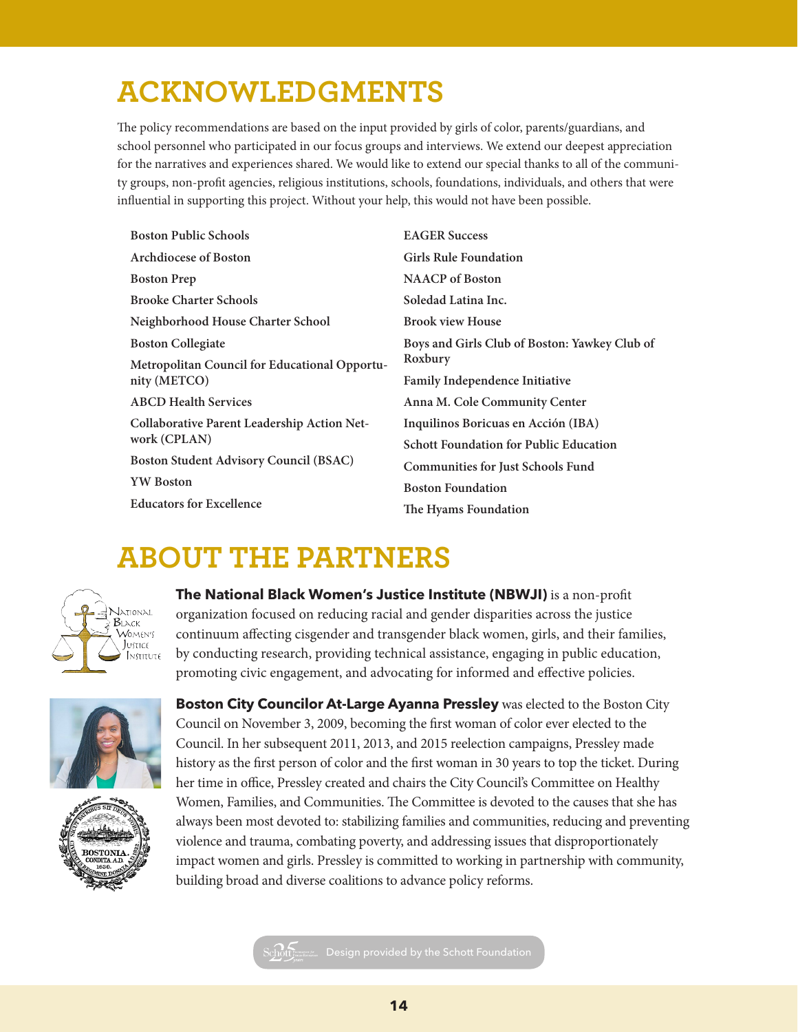# ACKNOWLEDGMENTS

The policy recommendations are based on the input provided by girls of color, parents/guardians, and school personnel who participated in our focus groups and interviews. We extend our deepest appreciation for the narratives and experiences shared. We would like to extend our special thanks to all of the community groups, non-profit agencies, religious institutions, schools, foundations, individuals, and others that were influential in supporting this project. Without your help, this would not have been possible.

- **Boston Public Schools**
- **Archdiocese of Boston**
- **Boston Prep**
- **Brooke Charter Schools**
- **Neighborhood House Charter School**
- **Boston Collegiate**
- **Metropolitan Council for Educational Opportunity (METCO)**
- **ABCD Health Services**
- **Collaborative Parent Leadership Action Network (CPLAN)**
- **Boston Student Advisory Council (BSAC)**
- **YW Boston**
- **Educators for Excellence**
- **EAGER Success**
- **Girls Rule Foundation**
- **NAACP of Boston**
- **Soledad Latina Inc.**
- **Brook view House**
- **Boys and Girls Club of Boston: Yawkey Club of Roxbury**
- **Family Independence Initiative**
- **Anna M. Cole Community Center**
- **Inquilinos Boricuas en Acción (IBA)**
- **Schott Foundation for Public Education**
- **Communities for Just Schools Fund**
- **Boston Foundation**
- **The Hyams Foundation**

# ABOUT THE PARTNERS

**The National Black Women's Justice Institute (NBWJI)** is a non-profit organization focused on reducing racial and gender disparities across the justice continuum affecting cisgender and transgender black women, girls, and their families, by conducting research, providing technical assistance, engaging in public education, promoting civic engagement, and advocating for informed and effective policies.

**Boston City Councilor At-Large Ayanna Pressley** was elected to the Boston City Council on November 3, 2009, becoming the first woman of color ever elected to the Council. In her subsequent 2011, 2013, and 2015 reelection campaigns, Pressley made history as the first person of color and the first woman in 30 years to top the ticket. During her time in office, Pressley created and chairs the City Council's Committee on Healthy Women, Families, and Communities. The Committee is devoted to the causes that she has always been most devoted to: stabilizing families and communities, reducing and preventing violence and trauma, combating poverty, and addressing issues that disproportionately impact women and girls. Pressley is committed to working in partnership with community, building broad and diverse coalitions to advance policy reforms.

Design provided by the Schott Foundation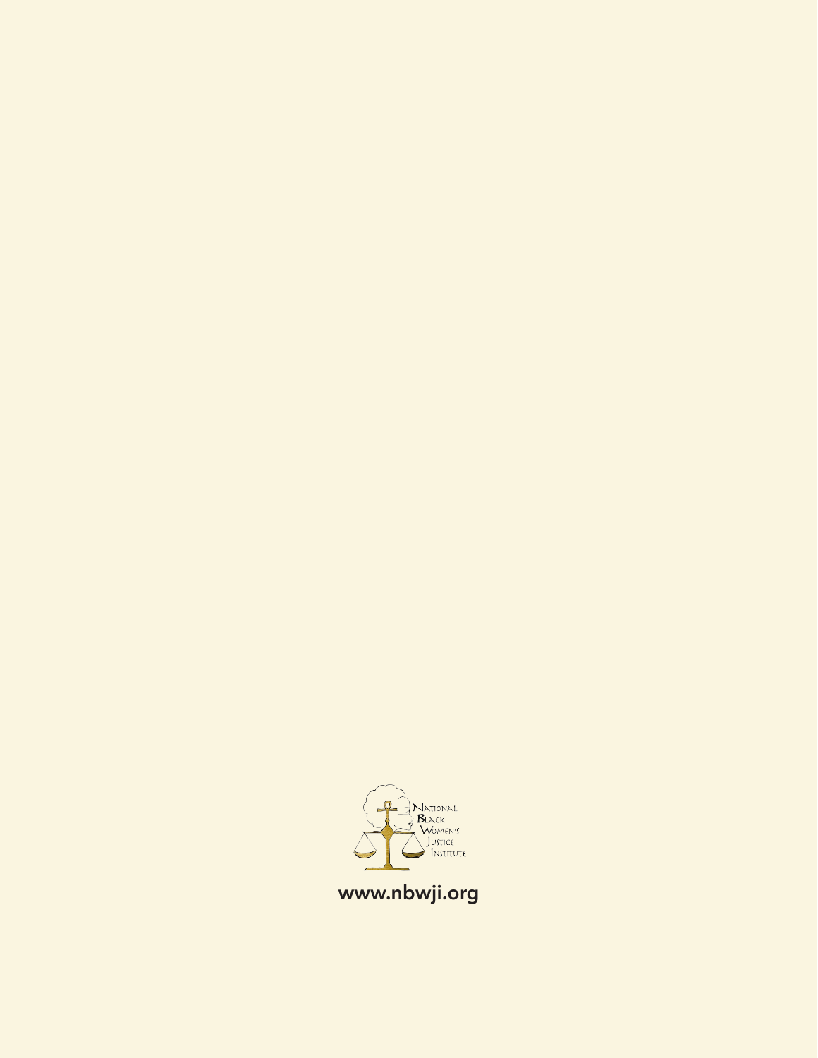National Black Women's Justice Institute

www.nbwji.org